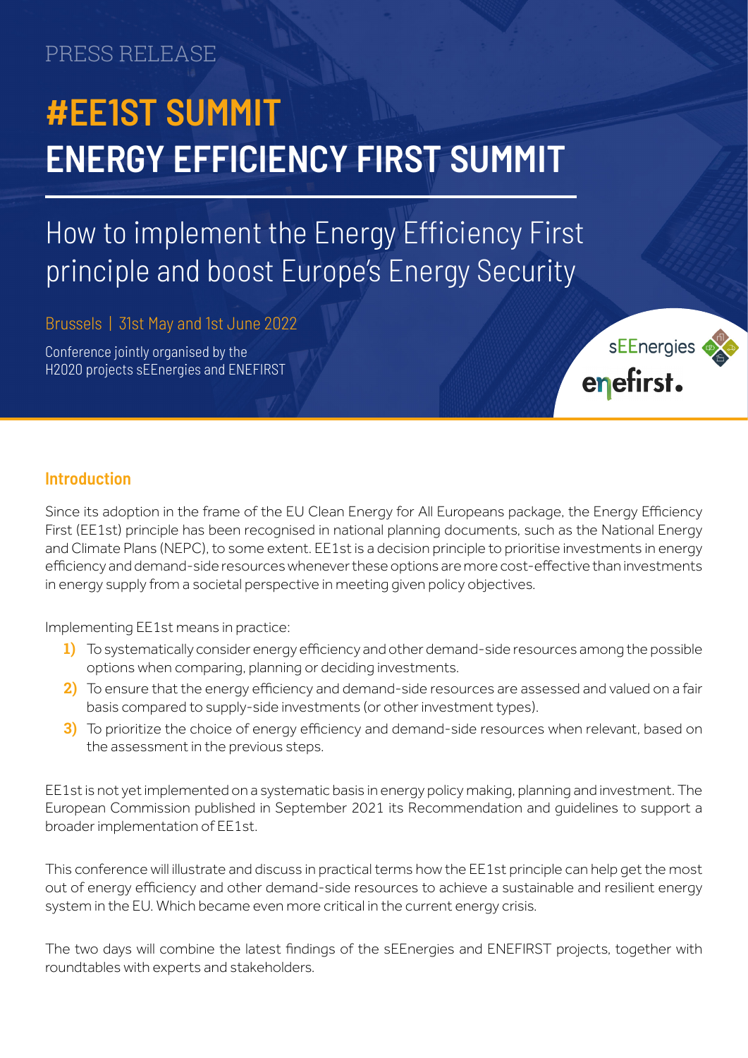PRESS RELEASE

# #EE1ST SUMMIT
# ENERGY EFFICIENCY FIRST SUMMIT

## How to implement the Energy Efficiency First principle and boost Europe's Energy Security

Brussels | 31st May and 1st June 2022

Conference jointly organised by the H2020 projects sEEnergies and ENEFIRST

sEEnergies

enefirst.

### Introduction

Since its adoption in the frame of the EU Clean Energy for All Europeans package, the Energy Efficiency First (EE1st) principle has been recognised in national planning documents, such as the National Energy and Climate Plans (NEPC), to some extent. EE1st is a decision principle to prioritise investments in energy efficiency and demand-side resources whenever these options are more cost-effective than investments in energy supply from a societal perspective in meeting given policy objectives.

Implementing EE1st means in practice:

1) To systematically consider energy efficiency and other demand-side resources among the possible options when comparing, planning or deciding investments.
2) To ensure that the energy efficiency and demand-side resources are assessed and valued on a fair basis compared to supply-side investments (or other investment types).
3) To prioritize the choice of energy efficiency and demand-side resources when relevant, based on the assessment in the previous steps.

EE1st is not yet implemented on a systematic basis in energy policy making, planning and investment. The European Commission published in September 2021 its Recommendation and guidelines to support a broader implementation of EE1st.

This conference will illustrate and discuss in practical terms how the EE1st principle can help get the most out of energy efficiency and other demand-side resources to achieve a sustainable and resilient energy system in the EU. Which became even more critical in the current energy crisis.

The two days will combine the latest findings of the sEEnergies and ENEFIRST projects, together with roundtables with experts and stakeholders.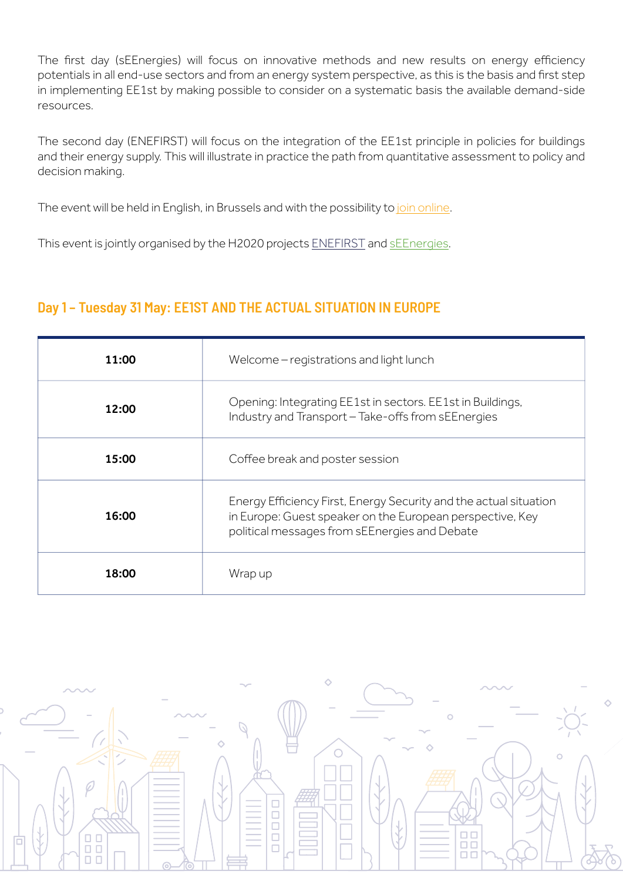The first day (sEEnergies) will focus on innovative methods and new results on energy efficiency potentials in all end-use sectors and from an energy system perspective, as this is the basis and first step in implementing EE1st by making possible to consider on a systematic basis the available demand-side resources.

The second day (ENEFIRST) will focus on the integration of the EE1st principle in policies for buildings and their energy supply. This will illustrate in practice the path from quantitative assessment to policy and decision making.

The event will be held in English, in Brussels and with the possibility to join online.

This event is jointly organised by the H2020 projects ENEFIRST and sEEnergies.

## Day 1 – Tuesday 31 May: EE1ST AND THE ACTUAL SITUATION IN EUROPE

| | |
|---|---|
| **11:00** | Welcome – registrations and light lunch |
| **12:00** | Opening: Integrating EE1st in sectors. EE1st in Buildings, Industry and Transport – Take-offs from sEEnergies |
| **15:00** | Coffee break and poster session |
| **16:00** | Energy Efficiency First, Energy Security and the actual situation in Europe: Guest speaker on the European perspective, Key political messages from sEEnergies and Debate |
| **18:00** | Wrap up |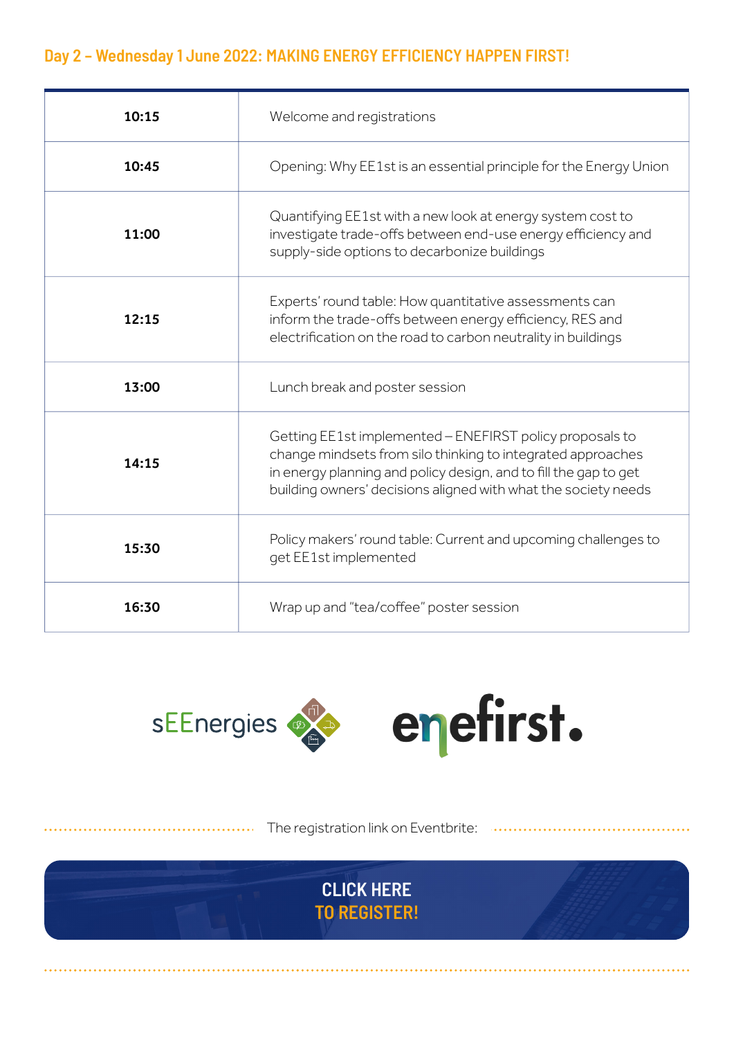## Day 2 – Wednesday 1 June 2022: MAKING ENERGY EFFICIENCY HAPPEN FIRST!

| | |
|---|---|
| **10:15** | Welcome and registrations |
| **10:45** | Opening: Why EE1st is an essential principle for the Energy Union |
| **11:00** | Quantifying EE1st with a new look at energy system cost to investigate trade-offs between end-use energy efficiency and supply-side options to decarbonize buildings |
| **12:15** | Experts' round table: How quantitative assessments can inform the trade-offs between energy efficiency, RES and electrification on the road to carbon neutrality in buildings |
| **13:00** | Lunch break and poster session |
| **14:15** | Getting EE1st implemented – ENEFIRST policy proposals to change mindsets from silo thinking to integrated approaches in energy planning and policy design, and to fill the gap to get building owners' decisions aligned with what the society needs |
| **15:30** | Policy makers' round table: Current and upcoming challenges to get EE1st implemented |
| **16:30** | Wrap up and "tea/coffee" poster session |

sEEnergies

enefirst.

The registration link on Eventbrite:

**CLICK HERE TO REGISTER!**